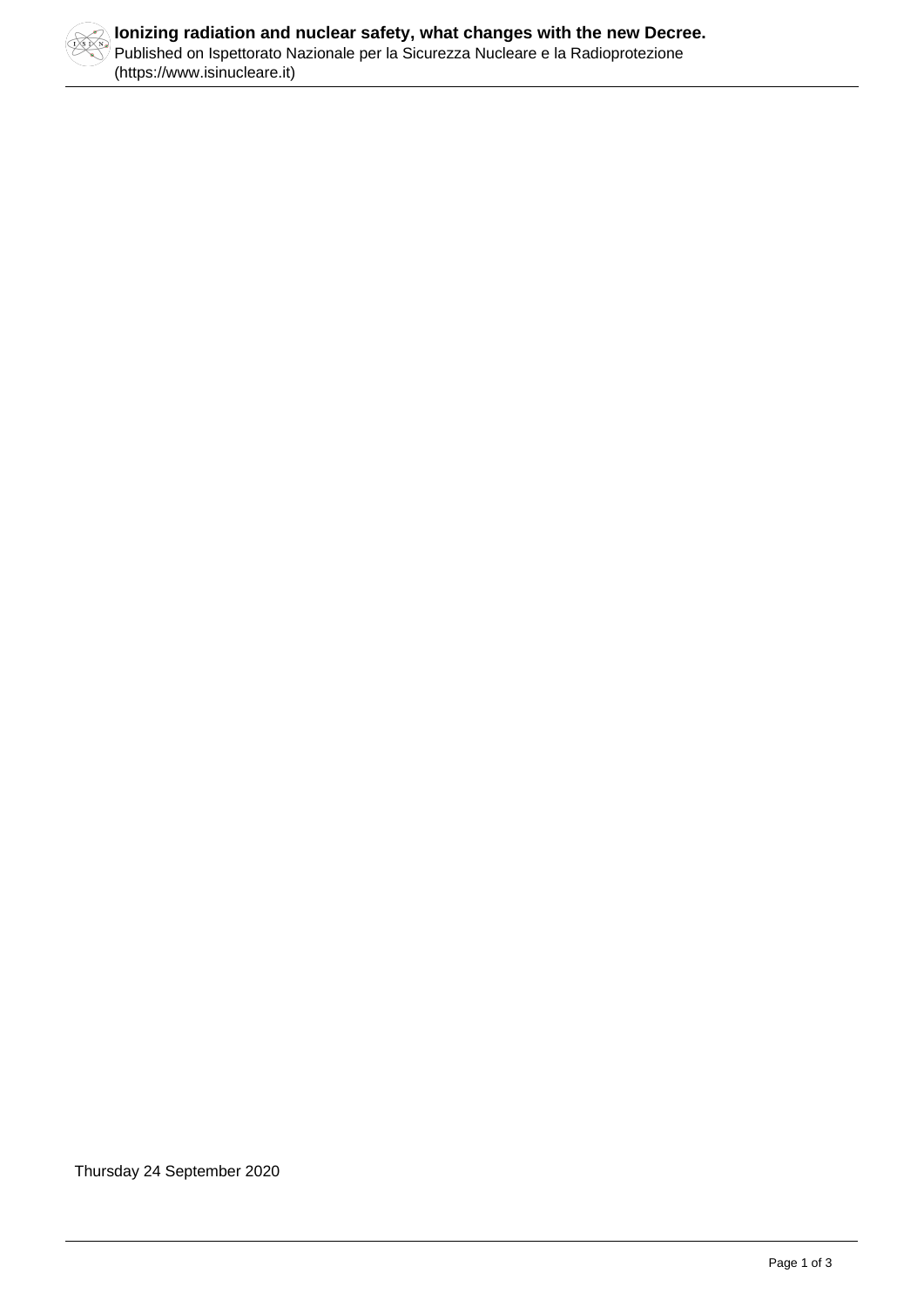Thursday 24 September 2020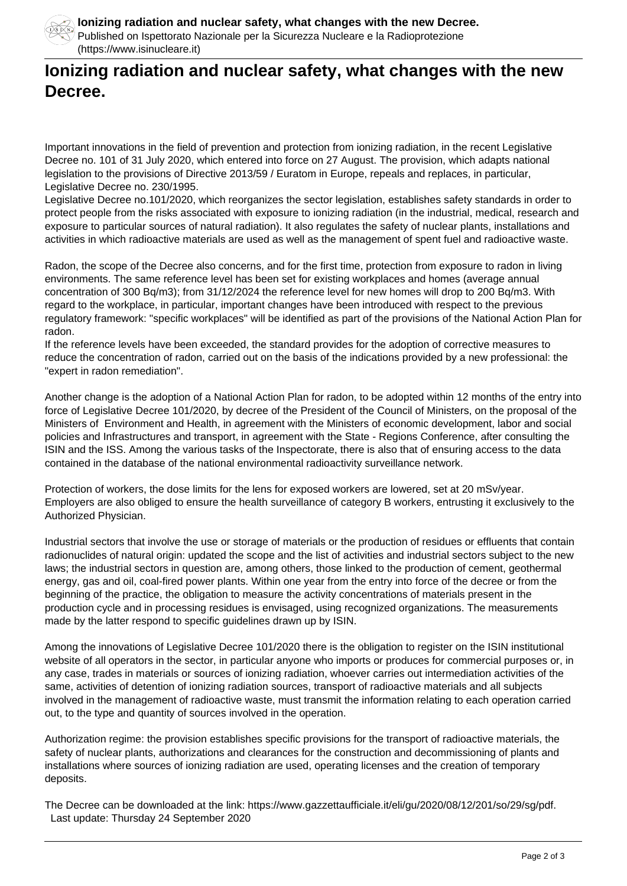# Ionizing radiation and nuclear safety, what changes with the new Decree.

Important innovations in the field of prevention and protection from ionizing radiation, in the recent Legislative Decree no. 101 of 31 July 2020, which entered into force on 27 August. The provision, which adapts national legislation to the provisions of Directive 2013/59 / Euratom in Europe, repeals and replaces, in particular, Legislative Decree no. 230/1995.

Legislative Decree no.101/2020, which reorganizes the sector legislation, establishes safety standards in order to protect people from the risks associated with exposure to ionizing radiation (in the industrial, medical, research and exposure to particular sources of natural radiation). It also regulates the safety of nuclear plants, installations and activities in which radioactive materials are used as well as the management of spent fuel and radioactive waste.

Radon, the scope of the Decree also concerns, and for the first time, protection from exposure to radon in living environments. The same reference level has been set for existing workplaces and homes (average annual concentration of 300 Bq/m3); from 31/12/2024 the reference level for new homes will drop to 200 Bq/m3. With regard to the workplace, in particular, important changes have been introduced with respect to the previous regulatory framework: "specific workplaces" will be identified as part of the provisions of the National Action Plan for radon.

If the reference levels have been exceeded, the standard provides for the adoption of corrective measures to reduce the concentration of radon, carried out on the basis of the indications provided by a new professional: the "expert in radon remediation".

Another change is the adoption of a National Action Plan for radon, to be adopted within 12 months of the entry into force of Legislative Decree 101/2020, by decree of the President of the Council of Ministers, on the proposal of the Ministers of Environment and Health, in agreement with the Ministers of economic development, labor and social policies and Infrastructures and transport, in agreement with the State - Regions Conference, after consulting the ISIN and the ISS. Among the various tasks of the Inspectorate, there is also that of ensuring access to the data contained in the database of the national environmental radioactivity surveillance network.

Protection of workers, the dose limits for the lens for exposed workers are lowered, set at 20 mSv/year. Employers are also obliged to ensure the health surveillance of category B workers, entrusting it exclusively to the Authorized Physician.

Industrial sectors that involve the use or storage of materials or the production of residues or effluents that contain radionuclides of natural origin: updated the scope and the list of activities and industrial sectors subject to the new laws; the industrial sectors in question are, among others, those linked to the production of cement, geothermal energy, gas and oil, coal-fired power plants. Within one year from the entry into force of the decree or from the beginning of the practice, the obligation to measure the activity concentrations of materials present in the production cycle and in processing residues is envisaged, using recognized organizations. The measurements made by the latter respond to specific guidelines drawn up by ISIN.

Among the innovations of Legislative Decree 101/2020 there is the obligation to register on the ISIN institutional website of all operators in the sector, in particular anyone who imports or produces for commercial purposes or, in any case, trades in materials or sources of ionizing radiation, whoever carries out intermediation activities of the same, activities of detention of ionizing radiation sources, transport of radioactive materials and all subjects involved in the management of radioactive waste, must transmit the information relating to each operation carried out, to the type and quantity of sources involved in the operation.

Authorization regime: the provision establishes specific provisions for the transport of radioactive materials, the safety of nuclear plants, authorizations and clearances for the construction and decommissioning of plants and installations where sources of ionizing radiation are used, operating licenses and the creation of temporary deposits.

The Decree can be downloaded at the link: https://www.gazzettaufficiale.it/eli/gu/2020/08/12/201/so/29/sg/pdf.

Last update: Thursday 24 September 2020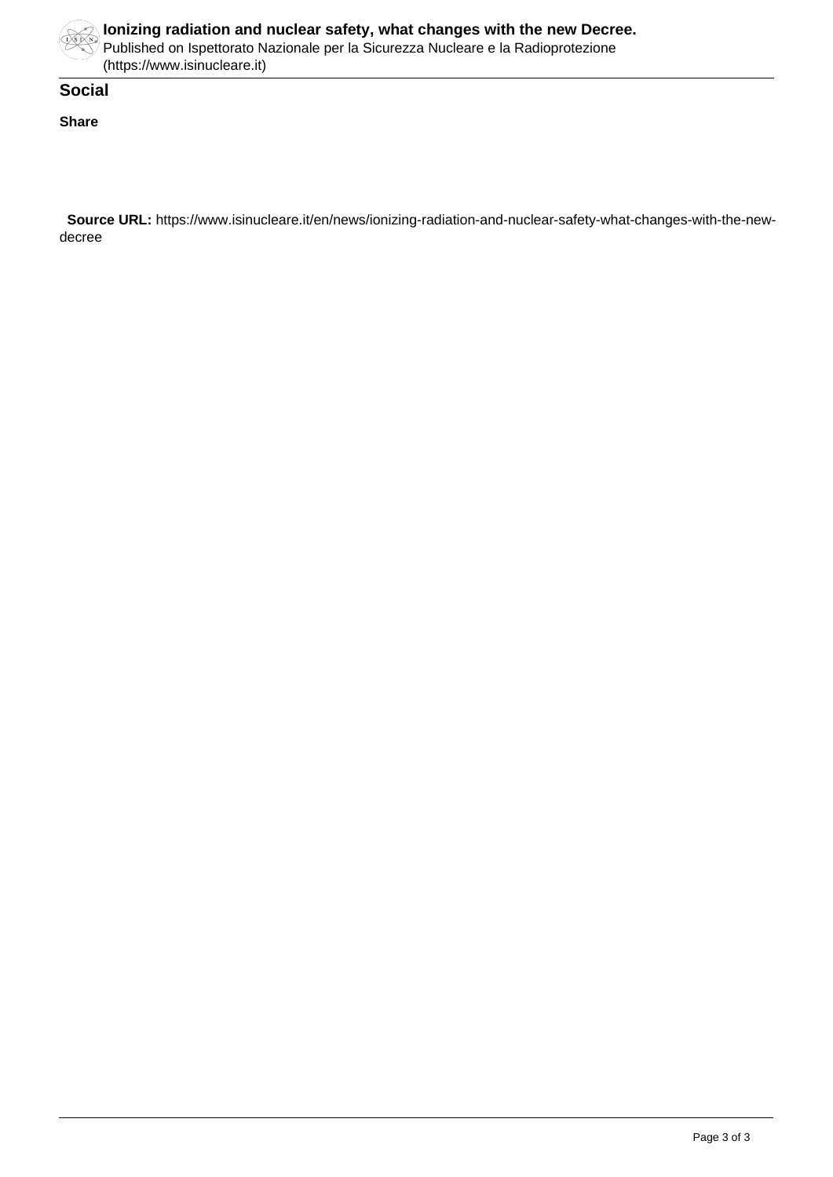## Social

**Share**

**Source URL:** https://www.isinucleare.it/en/news/ionizing-radiation-and-nuclear-safety-what-changes-with-the-new-decree